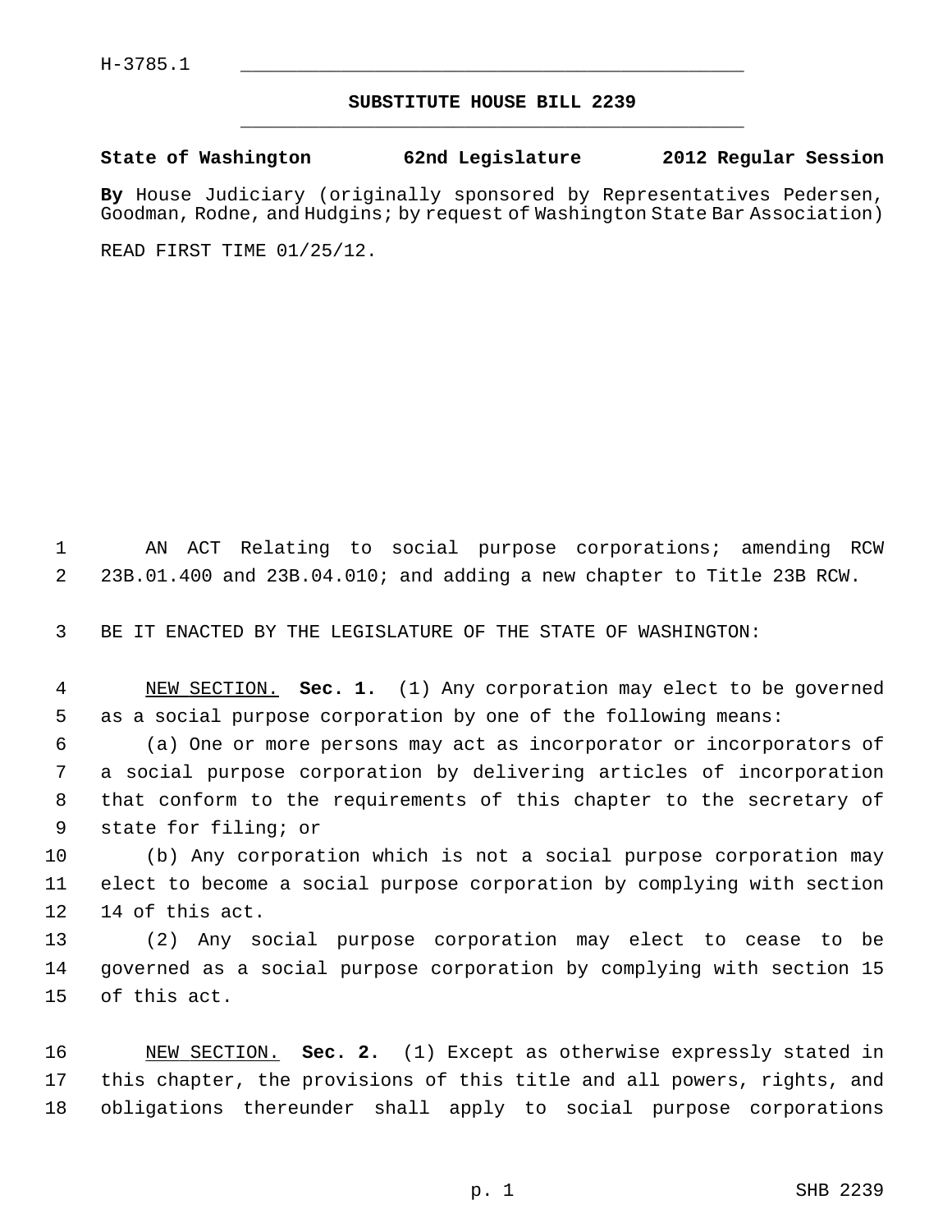H-3785.1

## SUBSTITUTE HOUSE BILL 2239

**State of Washington 62nd Legislature 2012 Regular Session**

**By** House Judiciary (originally sponsored by Representatives Pedersen, Goodman, Rodne, and Hudgins; by request of Washington State Bar Association)

READ FIRST TIME 01/25/12.

AN ACT Relating to social purpose corporations; amending RCW 23B.01.400 and 23B.04.010; and adding a new chapter to Title 23B RCW.

BE IT ENACTED BY THE LEGISLATURE OF THE STATE OF WASHINGTON:

NEW SECTION. **Sec. 1.** (1) Any corporation may elect to be governed as a social purpose corporation by one of the following means:

(a) One or more persons may act as incorporator or incorporators of a social purpose corporation by delivering articles of incorporation that conform to the requirements of this chapter to the secretary of state for filing; or

(b) Any corporation which is not a social purpose corporation may elect to become a social purpose corporation by complying with section 14 of this act.

(2) Any social purpose corporation may elect to cease to be governed as a social purpose corporation by complying with section 15 of this act.

NEW SECTION. **Sec. 2.** (1) Except as otherwise expressly stated in this chapter, the provisions of this title and all powers, rights, and obligations thereunder shall apply to social purpose corporations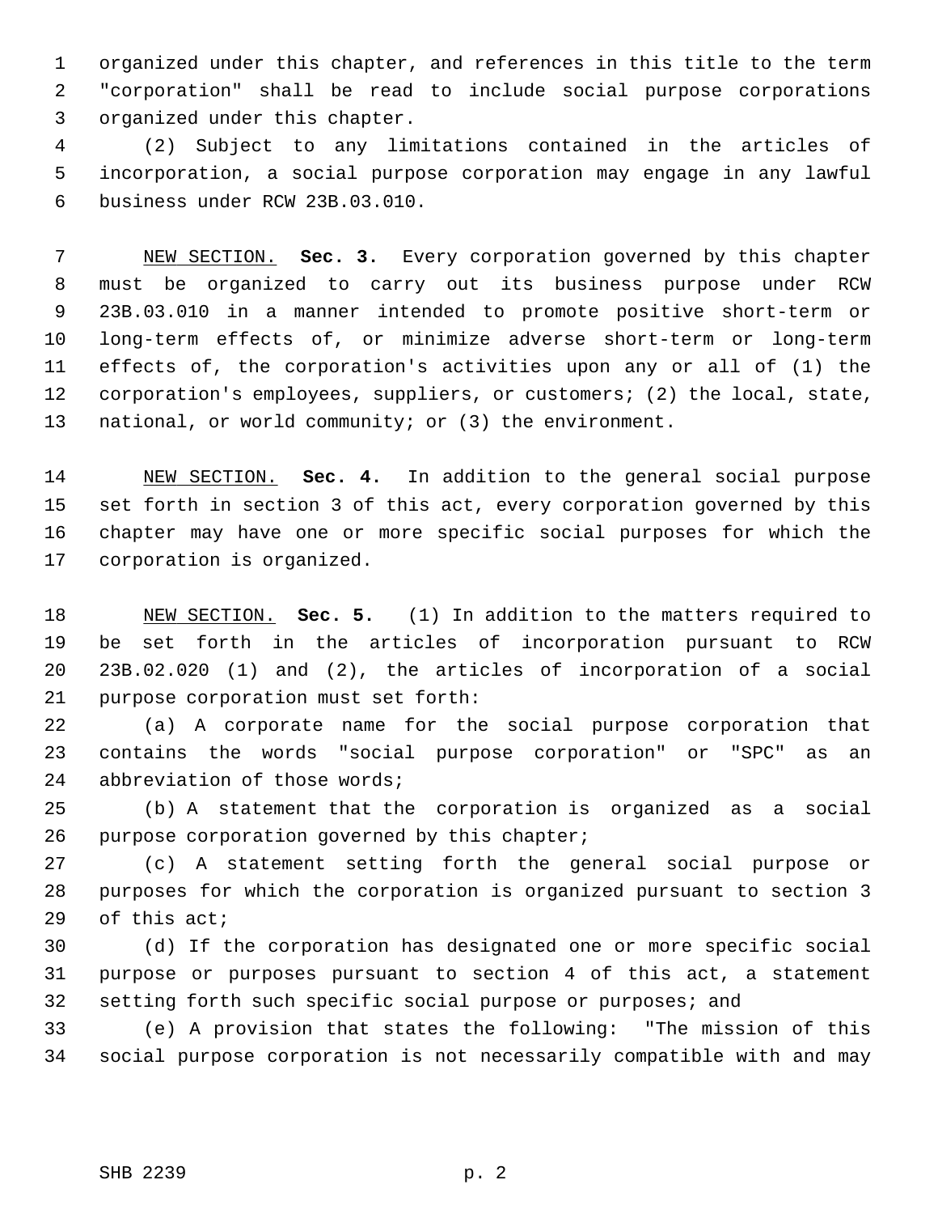organized under this chapter, and references in this title to the term "corporation" shall be read to include social purpose corporations organized under this chapter.

(2) Subject to any limitations contained in the articles of incorporation, a social purpose corporation may engage in any lawful business under RCW 23B.03.010.

NEW SECTION. **Sec. 3.** Every corporation governed by this chapter must be organized to carry out its business purpose under RCW 23B.03.010 in a manner intended to promote positive short-term or long-term effects of, or minimize adverse short-term or long-term effects of, the corporation's activities upon any or all of (1) the corporation's employees, suppliers, or customers; (2) the local, state, national, or world community; or (3) the environment.

NEW SECTION. **Sec. 4.** In addition to the general social purpose set forth in section 3 of this act, every corporation governed by this chapter may have one or more specific social purposes for which the corporation is organized.

NEW SECTION. **Sec. 5.** (1) In addition to the matters required to be set forth in the articles of incorporation pursuant to RCW 23B.02.020 (1) and (2), the articles of incorporation of a social purpose corporation must set forth:

(a) A corporate name for the social purpose corporation that contains the words "social purpose corporation" or "SPC" as an abbreviation of those words;

(b) A statement that the corporation is organized as a social purpose corporation governed by this chapter;

(c) A statement setting forth the general social purpose or purposes for which the corporation is organized pursuant to section 3 of this act;

(d) If the corporation has designated one or more specific social purpose or purposes pursuant to section 4 of this act, a statement setting forth such specific social purpose or purposes; and

(e) A provision that states the following: "The mission of this social purpose corporation is not necessarily compatible with and may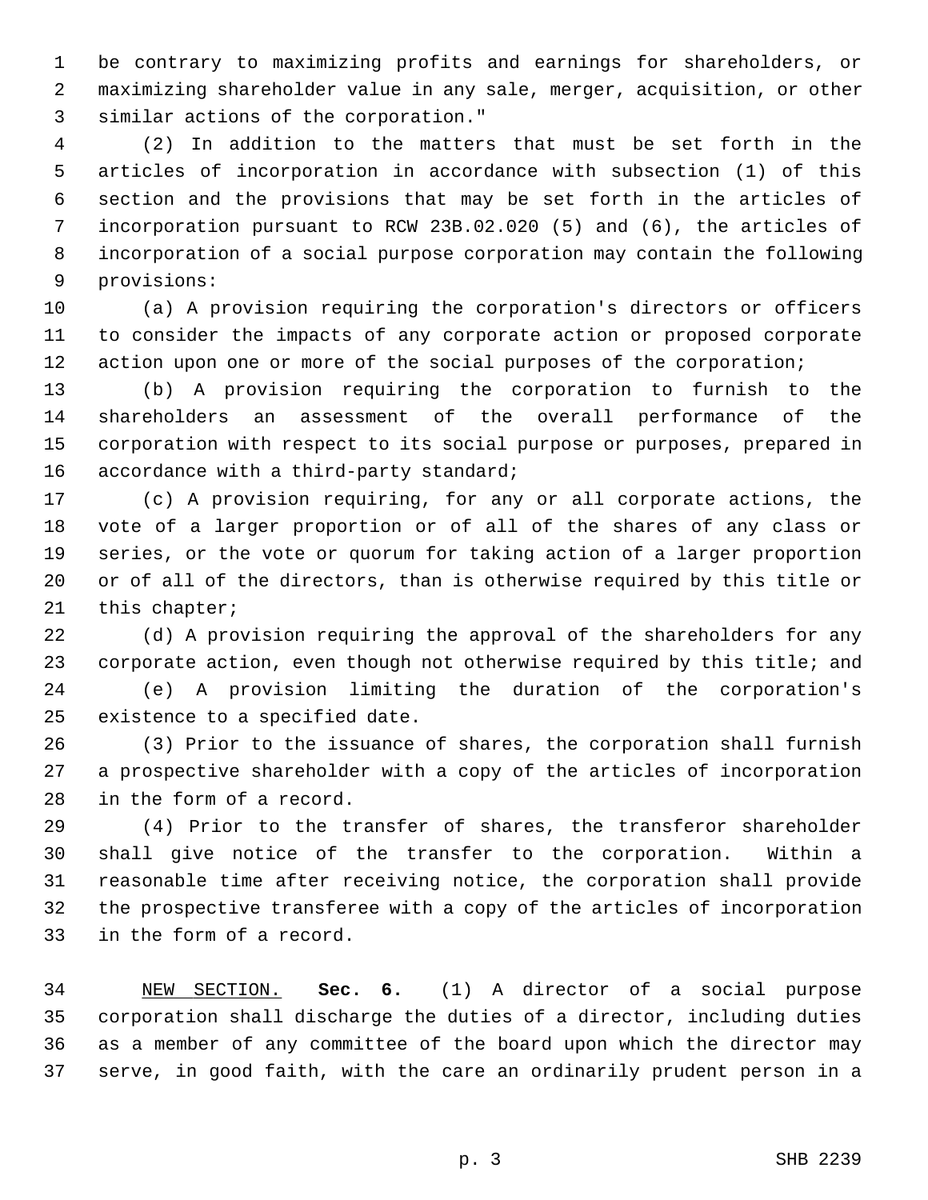be contrary to maximizing profits and earnings for shareholders, or maximizing shareholder value in any sale, merger, acquisition, or other similar actions of the corporation."

(2) In addition to the matters that must be set forth in the articles of incorporation in accordance with subsection (1) of this section and the provisions that may be set forth in the articles of incorporation pursuant to RCW 23B.02.020 (5) and (6), the articles of incorporation of a social purpose corporation may contain the following provisions:

(a) A provision requiring the corporation's directors or officers to consider the impacts of any corporate action or proposed corporate action upon one or more of the social purposes of the corporation;

(b) A provision requiring the corporation to furnish to the shareholders an assessment of the overall performance of the corporation with respect to its social purpose or purposes, prepared in accordance with a third-party standard;

(c) A provision requiring, for any or all corporate actions, the vote of a larger proportion or of all of the shares of any class or series, or the vote or quorum for taking action of a larger proportion or of all of the directors, than is otherwise required by this title or this chapter;

(d) A provision requiring the approval of the shareholders for any corporate action, even though not otherwise required by this title; and

(e) A provision limiting the duration of the corporation's existence to a specified date.

(3) Prior to the issuance of shares, the corporation shall furnish a prospective shareholder with a copy of the articles of incorporation in the form of a record.

(4) Prior to the transfer of shares, the transferor shareholder shall give notice of the transfer to the corporation. Within a reasonable time after receiving notice, the corporation shall provide the prospective transferee with a copy of the articles of incorporation in the form of a record.

NEW SECTION. **Sec. 6.** (1) A director of a social purpose corporation shall discharge the duties of a director, including duties as a member of any committee of the board upon which the director may serve, in good faith, with the care an ordinarily prudent person in a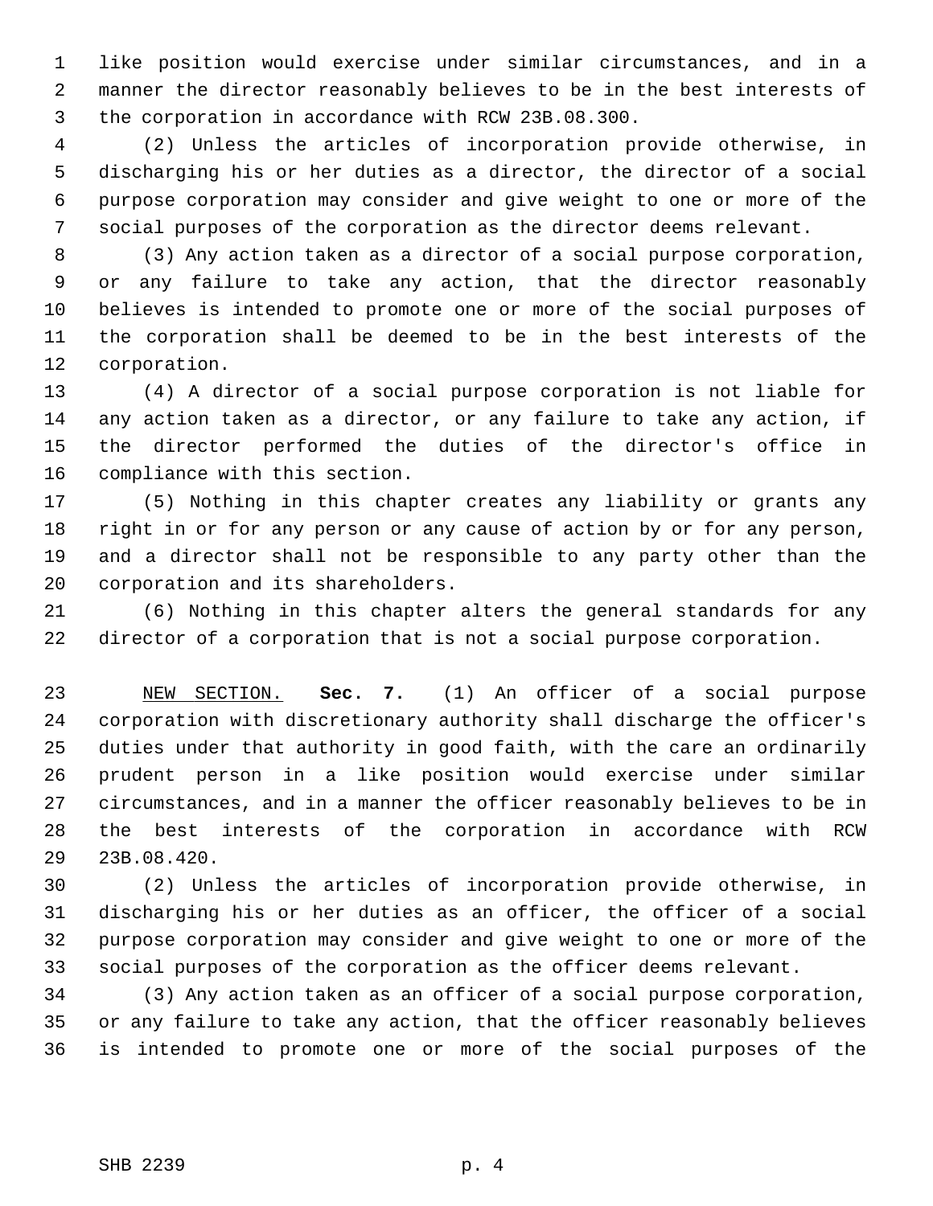like position would exercise under similar circumstances, and in a manner the director reasonably believes to be in the best interests of the corporation in accordance with RCW 23B.08.300.

(2) Unless the articles of incorporation provide otherwise, in discharging his or her duties as a director, the director of a social purpose corporation may consider and give weight to one or more of the social purposes of the corporation as the director deems relevant.

(3) Any action taken as a director of a social purpose corporation, or any failure to take any action, that the director reasonably believes is intended to promote one or more of the social purposes of the corporation shall be deemed to be in the best interests of the corporation.

(4) A director of a social purpose corporation is not liable for any action taken as a director, or any failure to take any action, if the director performed the duties of the director's office in compliance with this section.

(5) Nothing in this chapter creates any liability or grants any right in or for any person or any cause of action by or for any person, and a director shall not be responsible to any party other than the corporation and its shareholders.

(6) Nothing in this chapter alters the general standards for any director of a corporation that is not a social purpose corporation.

NEW SECTION. **Sec. 7.** (1) An officer of a social purpose corporation with discretionary authority shall discharge the officer's duties under that authority in good faith, with the care an ordinarily prudent person in a like position would exercise under similar circumstances, and in a manner the officer reasonably believes to be in the best interests of the corporation in accordance with RCW 23B.08.420.

(2) Unless the articles of incorporation provide otherwise, in discharging his or her duties as an officer, the officer of a social purpose corporation may consider and give weight to one or more of the social purposes of the corporation as the officer deems relevant.

(3) Any action taken as an officer of a social purpose corporation, or any failure to take any action, that the officer reasonably believes is intended to promote one or more of the social purposes of the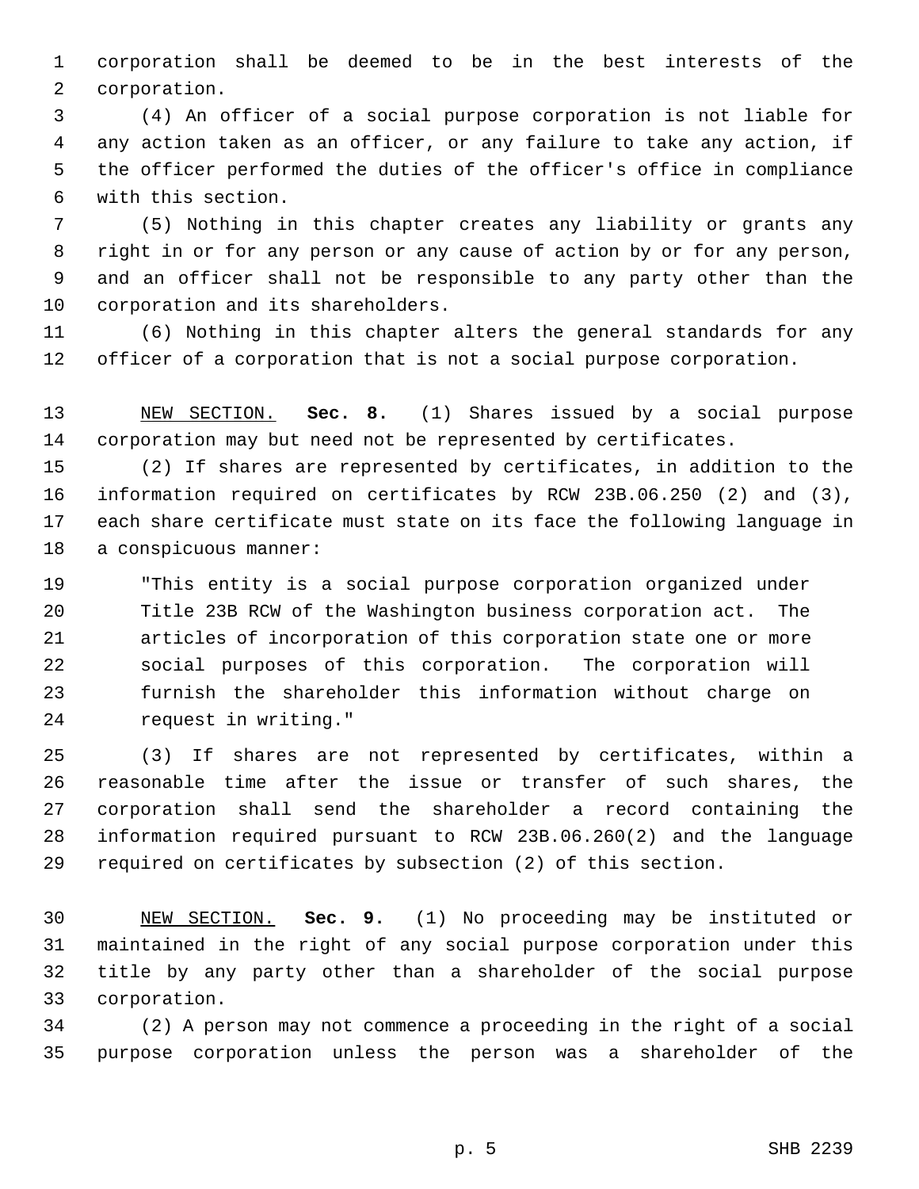corporation shall be deemed to be in the best interests of the corporation.

(4) An officer of a social purpose corporation is not liable for any action taken as an officer, or any failure to take any action, if the officer performed the duties of the officer's office in compliance with this section.

(5) Nothing in this chapter creates any liability or grants any right in or for any person or any cause of action by or for any person, and an officer shall not be responsible to any party other than the corporation and its shareholders.

(6) Nothing in this chapter alters the general standards for any officer of a corporation that is not a social purpose corporation.

NEW SECTION. **Sec. 8.** (1) Shares issued by a social purpose corporation may but need not be represented by certificates.

(2) If shares are represented by certificates, in addition to the information required on certificates by RCW 23B.06.250 (2) and (3), each share certificate must state on its face the following language in a conspicuous manner:

> "This entity is a social purpose corporation organized under Title 23B RCW of the Washington business corporation act. The articles of incorporation of this corporation state one or more social purposes of this corporation. The corporation will furnish the shareholder this information without charge on request in writing."

(3) If shares are not represented by certificates, within a reasonable time after the issue or transfer of such shares, the corporation shall send the shareholder a record containing the information required pursuant to RCW 23B.06.260(2) and the language required on certificates by subsection (2) of this section.

NEW SECTION. **Sec. 9.** (1) No proceeding may be instituted or maintained in the right of any social purpose corporation under this title by any party other than a shareholder of the social purpose corporation.

(2) A person may not commence a proceeding in the right of a social purpose corporation unless the person was a shareholder of the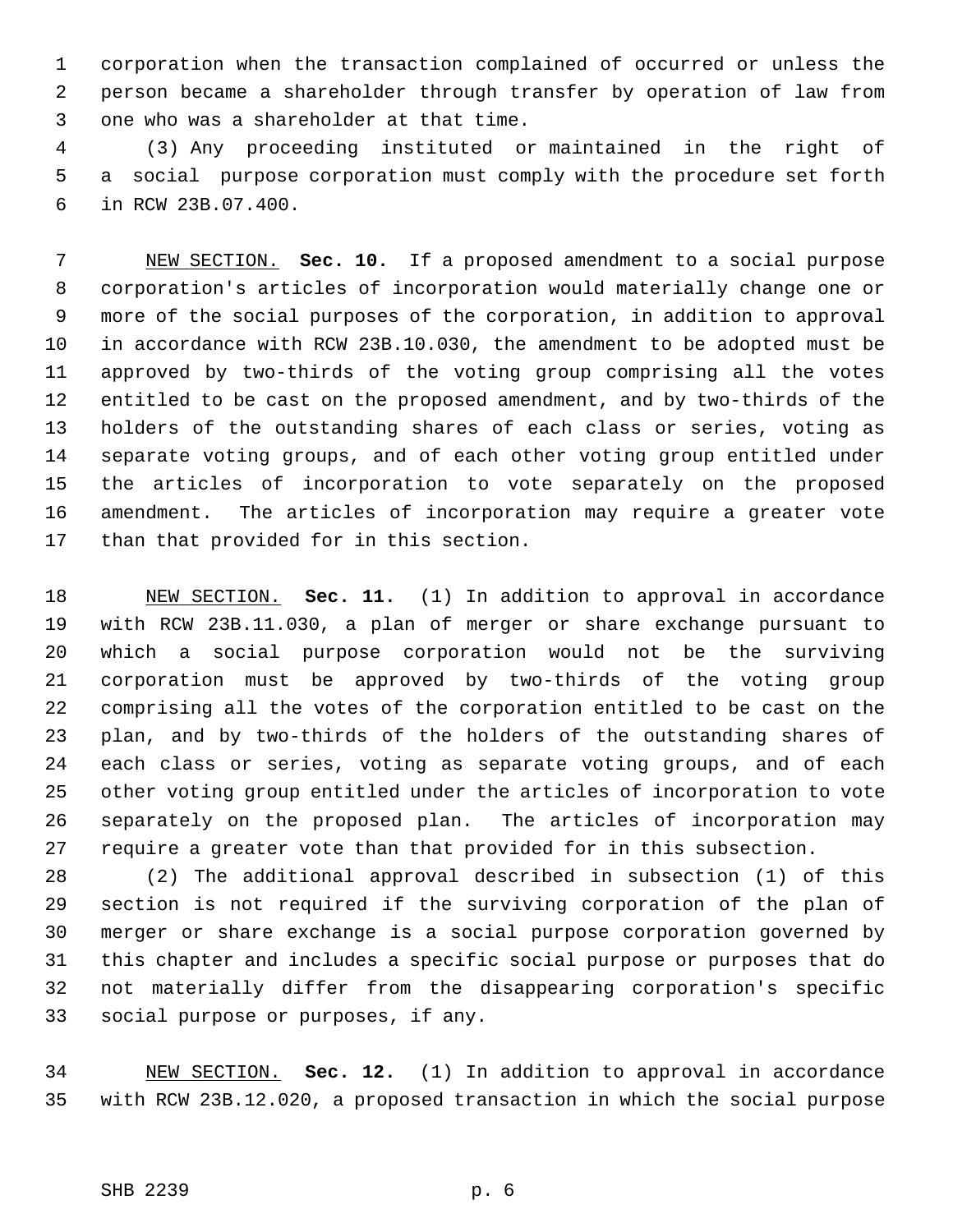corporation when the transaction complained of occurred or unless the person became a shareholder through transfer by operation of law from one who was a shareholder at that time.

(3) Any proceeding instituted or maintained in the right of a social purpose corporation must comply with the procedure set forth in RCW 23B.07.400.

NEW SECTION. **Sec. 10.** If a proposed amendment to a social purpose corporation's articles of incorporation would materially change one or more of the social purposes of the corporation, in addition to approval in accordance with RCW 23B.10.030, the amendment to be adopted must be approved by two-thirds of the voting group comprising all the votes entitled to be cast on the proposed amendment, and by two-thirds of the holders of the outstanding shares of each class or series, voting as separate voting groups, and of each other voting group entitled under the articles of incorporation to vote separately on the proposed amendment. The articles of incorporation may require a greater vote than that provided for in this section.

NEW SECTION. **Sec. 11.** (1) In addition to approval in accordance with RCW 23B.11.030, a plan of merger or share exchange pursuant to which a social purpose corporation would not be the surviving corporation must be approved by two-thirds of the voting group comprising all the votes of the corporation entitled to be cast on the plan, and by two-thirds of the holders of the outstanding shares of each class or series, voting as separate voting groups, and of each other voting group entitled under the articles of incorporation to vote separately on the proposed plan. The articles of incorporation may require a greater vote than that provided for in this subsection.

(2) The additional approval described in subsection (1) of this section is not required if the surviving corporation of the plan of merger or share exchange is a social purpose corporation governed by this chapter and includes a specific social purpose or purposes that do not materially differ from the disappearing corporation's specific social purpose or purposes, if any.

NEW SECTION. **Sec. 12.** (1) In addition to approval in accordance with RCW 23B.12.020, a proposed transaction in which the social purpose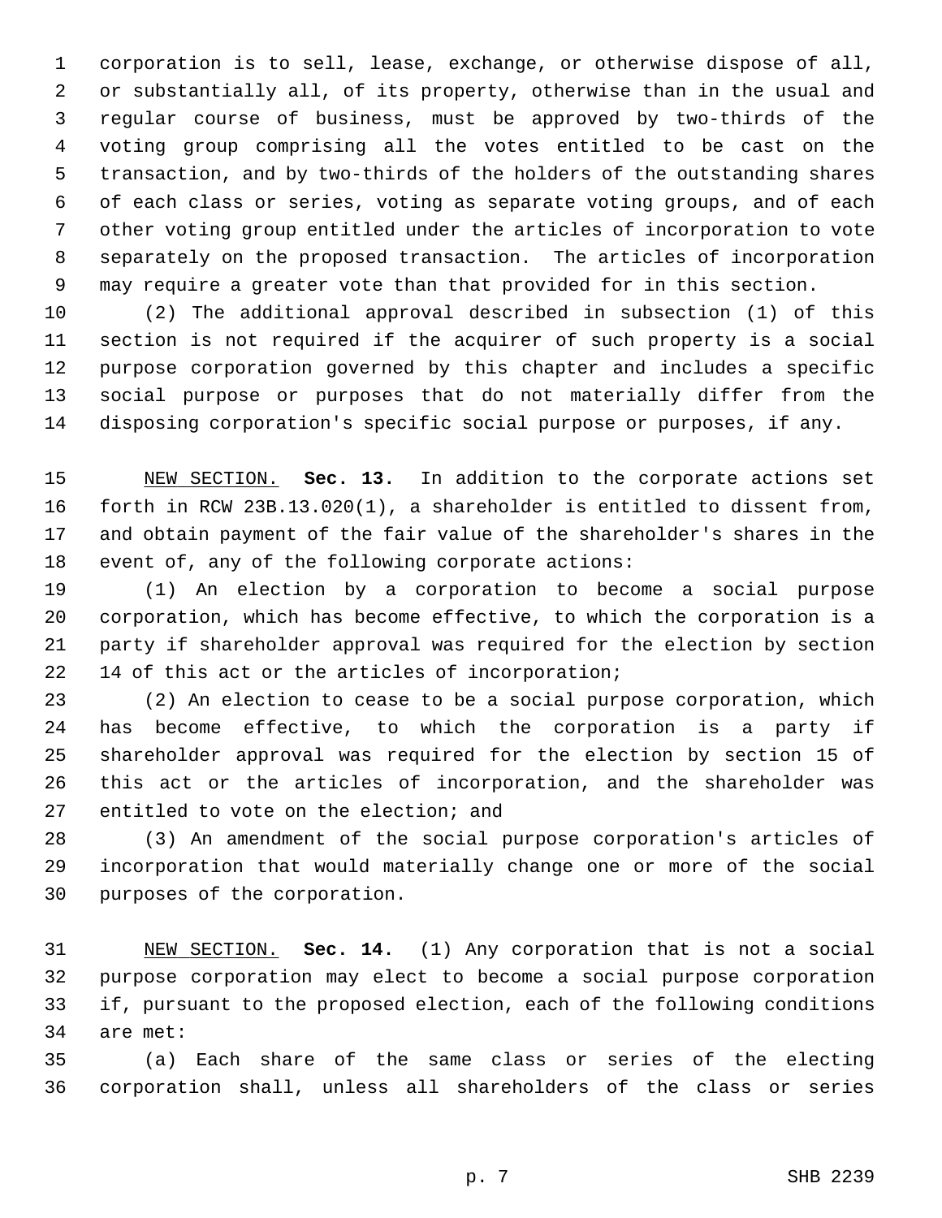corporation is to sell, lease, exchange, or otherwise dispose of all, or substantially all, of its property, otherwise than in the usual and regular course of business, must be approved by two-thirds of the voting group comprising all the votes entitled to be cast on the transaction, and by two-thirds of the holders of the outstanding shares of each class or series, voting as separate voting groups, and of each other voting group entitled under the articles of incorporation to vote separately on the proposed transaction. The articles of incorporation may require a greater vote than that provided for in this section.

(2) The additional approval described in subsection (1) of this section is not required if the acquirer of such property is a social purpose corporation governed by this chapter and includes a specific social purpose or purposes that do not materially differ from the disposing corporation's specific social purpose or purposes, if any.

NEW SECTION. **Sec. 13.** In addition to the corporate actions set forth in RCW 23B.13.020(1), a shareholder is entitled to dissent from, and obtain payment of the fair value of the shareholder's shares in the event of, any of the following corporate actions:

(1) An election by a corporation to become a social purpose corporation, which has become effective, to which the corporation is a party if shareholder approval was required for the election by section 14 of this act or the articles of incorporation;

(2) An election to cease to be a social purpose corporation, which has become effective, to which the corporation is a party if shareholder approval was required for the election by section 15 of this act or the articles of incorporation, and the shareholder was entitled to vote on the election; and

(3) An amendment of the social purpose corporation's articles of incorporation that would materially change one or more of the social purposes of the corporation.

NEW SECTION. **Sec. 14.** (1) Any corporation that is not a social purpose corporation may elect to become a social purpose corporation if, pursuant to the proposed election, each of the following conditions are met:

(a) Each share of the same class or series of the electing corporation shall, unless all shareholders of the class or series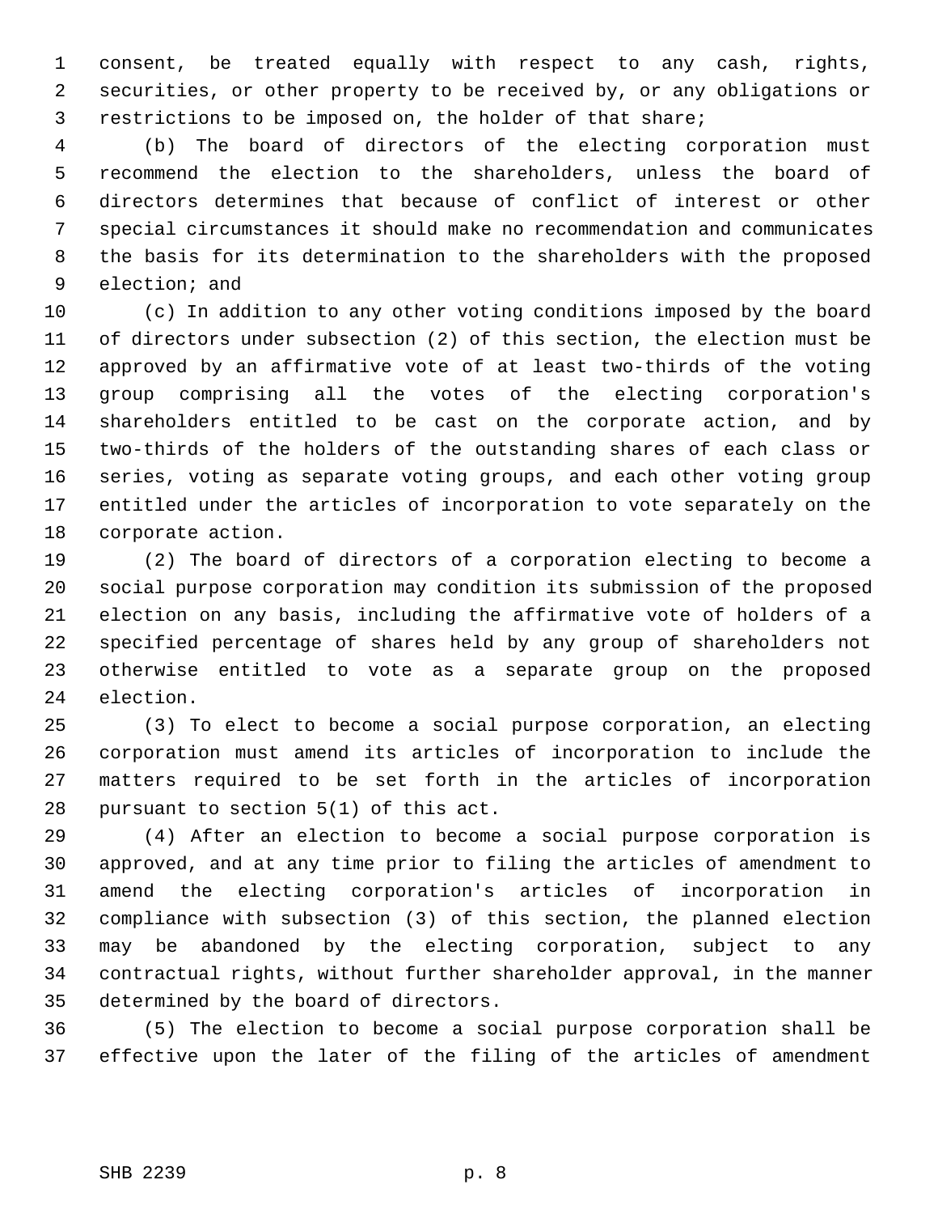consent, be treated equally with respect to any cash, rights, securities, or other property to be received by, or any obligations or restrictions to be imposed on, the holder of that share;

(b) The board of directors of the electing corporation must recommend the election to the shareholders, unless the board of directors determines that because of conflict of interest or other special circumstances it should make no recommendation and communicates the basis for its determination to the shareholders with the proposed election; and

(c) In addition to any other voting conditions imposed by the board of directors under subsection (2) of this section, the election must be approved by an affirmative vote of at least two-thirds of the voting group comprising all the votes of the electing corporation's shareholders entitled to be cast on the corporate action, and by two-thirds of the holders of the outstanding shares of each class or series, voting as separate voting groups, and each other voting group entitled under the articles of incorporation to vote separately on the corporate action.

(2) The board of directors of a corporation electing to become a social purpose corporation may condition its submission of the proposed election on any basis, including the affirmative vote of holders of a specified percentage of shares held by any group of shareholders not otherwise entitled to vote as a separate group on the proposed election.

(3) To elect to become a social purpose corporation, an electing corporation must amend its articles of incorporation to include the matters required to be set forth in the articles of incorporation pursuant to section 5(1) of this act.

(4) After an election to become a social purpose corporation is approved, and at any time prior to filing the articles of amendment to amend the electing corporation's articles of incorporation in compliance with subsection (3) of this section, the planned election may be abandoned by the electing corporation, subject to any contractual rights, without further shareholder approval, in the manner determined by the board of directors.

(5) The election to become a social purpose corporation shall be effective upon the later of the filing of the articles of amendment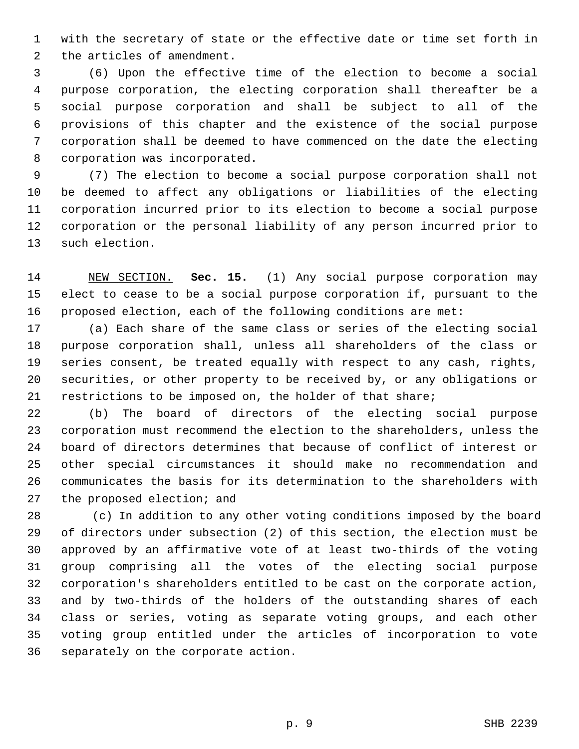with the secretary of state or the effective date or time set forth in the articles of amendment.

(6) Upon the effective time of the election to become a social purpose corporation, the electing corporation shall thereafter be a social purpose corporation and shall be subject to all of the provisions of this chapter and the existence of the social purpose corporation shall be deemed to have commenced on the date the electing corporation was incorporated.

(7) The election to become a social purpose corporation shall not be deemed to affect any obligations or liabilities of the electing corporation incurred prior to its election to become a social purpose corporation or the personal liability of any person incurred prior to such election.

NEW SECTION. **Sec. 15.** (1) Any social purpose corporation may elect to cease to be a social purpose corporation if, pursuant to the proposed election, each of the following conditions are met:

(a) Each share of the same class or series of the electing social purpose corporation shall, unless all shareholders of the class or series consent, be treated equally with respect to any cash, rights, securities, or other property to be received by, or any obligations or restrictions to be imposed on, the holder of that share;

(b) The board of directors of the electing social purpose corporation must recommend the election to the shareholders, unless the board of directors determines that because of conflict of interest or other special circumstances it should make no recommendation and communicates the basis for its determination to the shareholders with the proposed election; and

(c) In addition to any other voting conditions imposed by the board of directors under subsection (2) of this section, the election must be approved by an affirmative vote of at least two-thirds of the voting group comprising all the votes of the electing social purpose corporation's shareholders entitled to be cast on the corporate action, and by two-thirds of the holders of the outstanding shares of each class or series, voting as separate voting groups, and each other voting group entitled under the articles of incorporation to vote separately on the corporate action.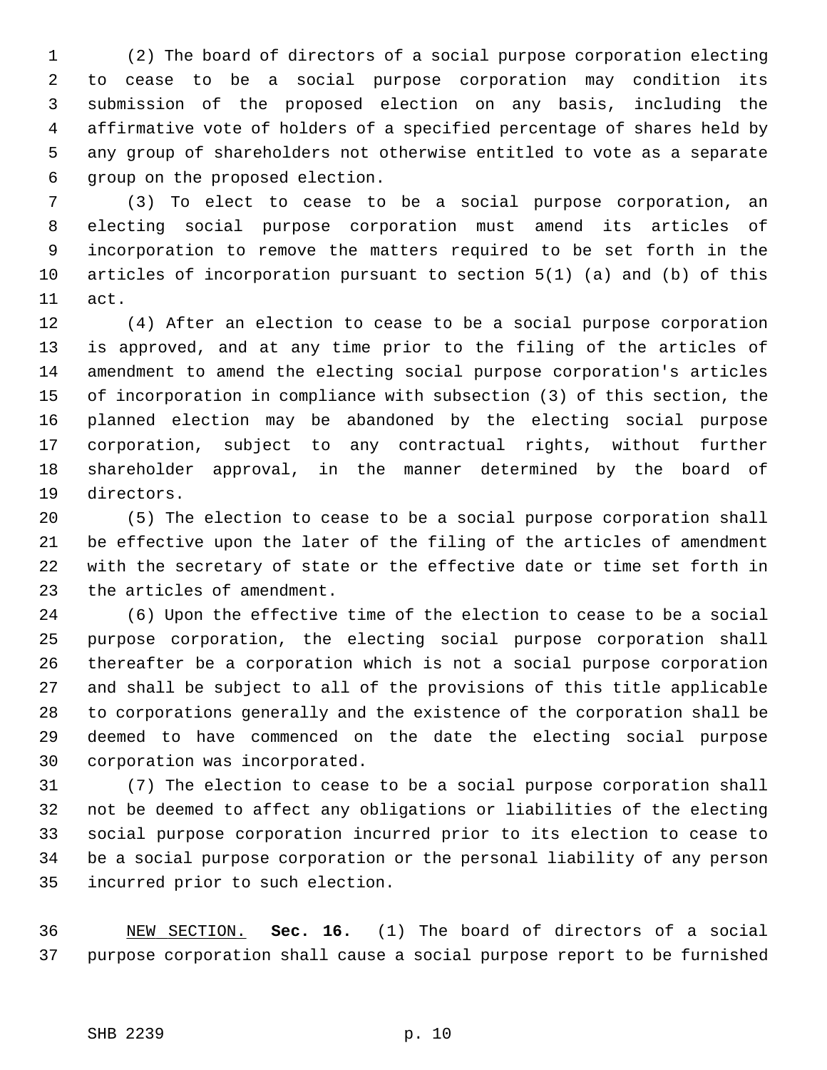(2) The board of directors of a social purpose corporation electing to cease to be a social purpose corporation may condition its submission of the proposed election on any basis, including the affirmative vote of holders of a specified percentage of shares held by any group of shareholders not otherwise entitled to vote as a separate group on the proposed election.

(3) To elect to cease to be a social purpose corporation, an electing social purpose corporation must amend its articles of incorporation to remove the matters required to be set forth in the articles of incorporation pursuant to section 5(1) (a) and (b) of this act.

(4) After an election to cease to be a social purpose corporation is approved, and at any time prior to the filing of the articles of amendment to amend the electing social purpose corporation's articles of incorporation in compliance with subsection (3) of this section, the planned election may be abandoned by the electing social purpose corporation, subject to any contractual rights, without further shareholder approval, in the manner determined by the board of directors.

(5) The election to cease to be a social purpose corporation shall be effective upon the later of the filing of the articles of amendment with the secretary of state or the effective date or time set forth in the articles of amendment.

(6) Upon the effective time of the election to cease to be a social purpose corporation, the electing social purpose corporation shall thereafter be a corporation which is not a social purpose corporation and shall be subject to all of the provisions of this title applicable to corporations generally and the existence of the corporation shall be deemed to have commenced on the date the electing social purpose corporation was incorporated.

(7) The election to cease to be a social purpose corporation shall not be deemed to affect any obligations or liabilities of the electing social purpose corporation incurred prior to its election to cease to be a social purpose corporation or the personal liability of any person incurred prior to such election.

NEW SECTION. **Sec. 16.** (1) The board of directors of a social purpose corporation shall cause a social purpose report to be furnished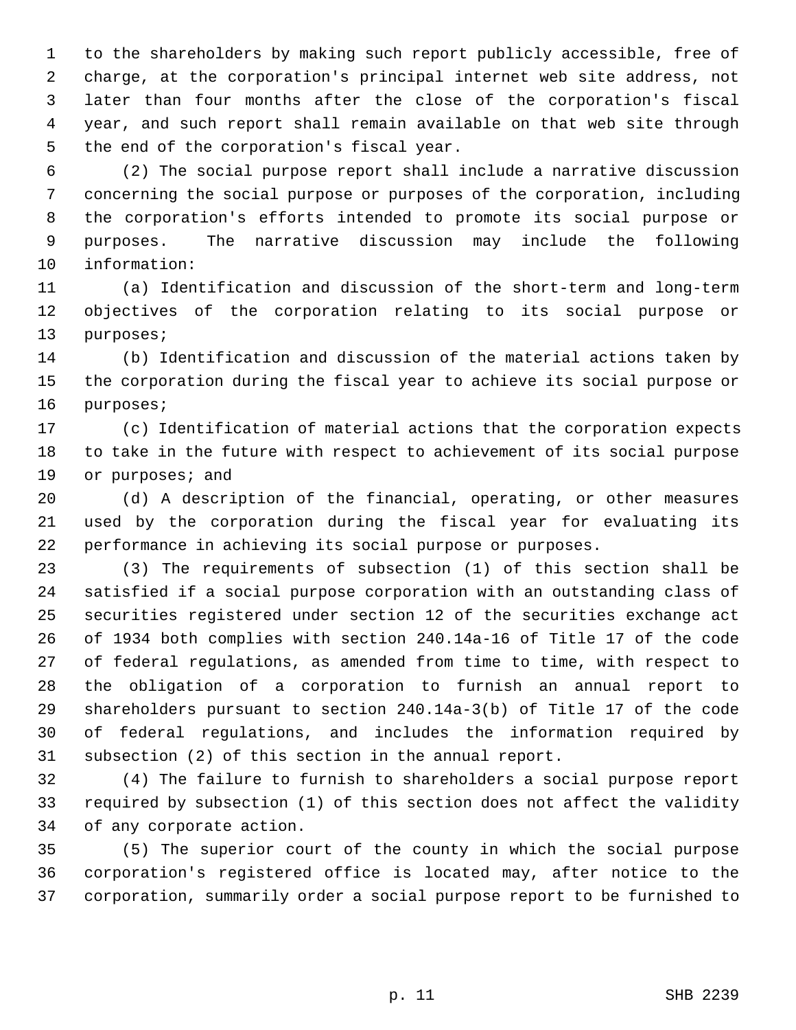to the shareholders by making such report publicly accessible, free of charge, at the corporation's principal internet web site address, not later than four months after the close of the corporation's fiscal year, and such report shall remain available on that web site through the end of the corporation's fiscal year.

(2) The social purpose report shall include a narrative discussion concerning the social purpose or purposes of the corporation, including the corporation's efforts intended to promote its social purpose or purposes. The narrative discussion may include the following information:

(a) Identification and discussion of the short-term and long-term objectives of the corporation relating to its social purpose or purposes;

(b) Identification and discussion of the material actions taken by the corporation during the fiscal year to achieve its social purpose or purposes;

(c) Identification of material actions that the corporation expects to take in the future with respect to achievement of its social purpose or purposes; and

(d) A description of the financial, operating, or other measures used by the corporation during the fiscal year for evaluating its performance in achieving its social purpose or purposes.

(3) The requirements of subsection (1) of this section shall be satisfied if a social purpose corporation with an outstanding class of securities registered under section 12 of the securities exchange act of 1934 both complies with section 240.14a-16 of Title 17 of the code of federal regulations, as amended from time to time, with respect to the obligation of a corporation to furnish an annual report to shareholders pursuant to section 240.14a-3(b) of Title 17 of the code of federal regulations, and includes the information required by subsection (2) of this section in the annual report.

(4) The failure to furnish to shareholders a social purpose report required by subsection (1) of this section does not affect the validity of any corporate action.

(5) The superior court of the county in which the social purpose corporation's registered office is located may, after notice to the corporation, summarily order a social purpose report to be furnished to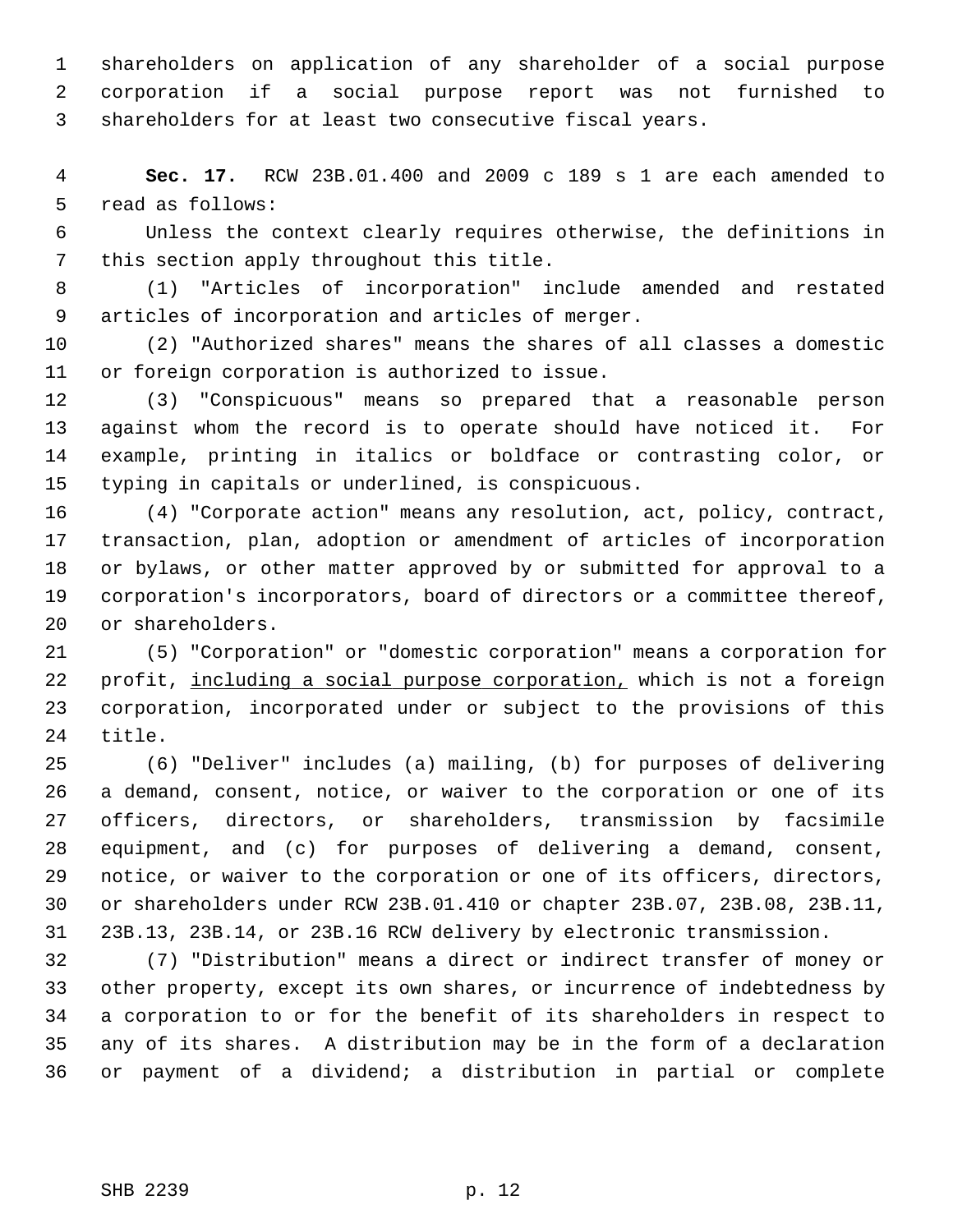shareholders on application of any shareholder of a social purpose corporation if a social purpose report was not furnished to shareholders for at least two consecutive fiscal years.

**Sec. 17.** RCW 23B.01.400 and 2009 c 189 s 1 are each amended to read as follows:

Unless the context clearly requires otherwise, the definitions in this section apply throughout this title.

(1) "Articles of incorporation" include amended and restated articles of incorporation and articles of merger.

(2) "Authorized shares" means the shares of all classes a domestic or foreign corporation is authorized to issue.

(3) "Conspicuous" means so prepared that a reasonable person against whom the record is to operate should have noticed it. For example, printing in italics or boldface or contrasting color, or typing in capitals or underlined, is conspicuous.

(4) "Corporate action" means any resolution, act, policy, contract, transaction, plan, adoption or amendment of articles of incorporation or bylaws, or other matter approved by or submitted for approval to a corporation's incorporators, board of directors or a committee thereof, or shareholders.

(5) "Corporation" or "domestic corporation" means a corporation for profit, <u>including a social purpose corporation,</u> which is not a foreign corporation, incorporated under or subject to the provisions of this title.

(6) "Deliver" includes (a) mailing, (b) for purposes of delivering a demand, consent, notice, or waiver to the corporation or one of its officers, directors, or shareholders, transmission by facsimile equipment, and (c) for purposes of delivering a demand, consent, notice, or waiver to the corporation or one of its officers, directors, or shareholders under RCW 23B.01.410 or chapter 23B.07, 23B.08, 23B.11, 23B.13, 23B.14, or 23B.16 RCW delivery by electronic transmission.

(7) "Distribution" means a direct or indirect transfer of money or other property, except its own shares, or incurrence of indebtedness by a corporation to or for the benefit of its shareholders in respect to any of its shares. A distribution may be in the form of a declaration or payment of a dividend; a distribution in partial or complete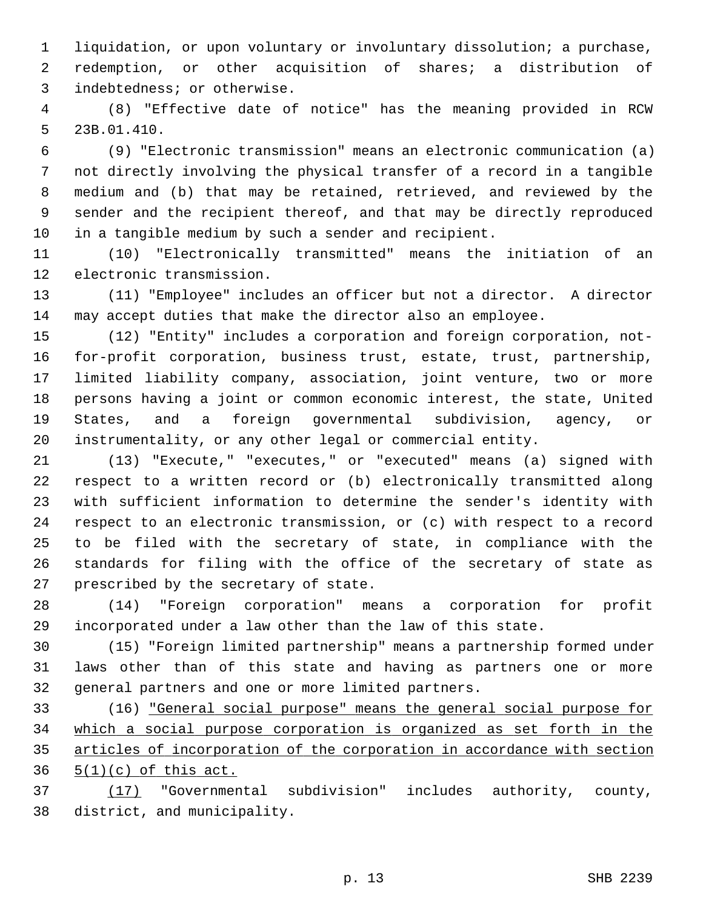liquidation, or upon voluntary or involuntary dissolution; a purchase, redemption, or other acquisition of shares; a distribution of indebtedness; or otherwise.

(8) "Effective date of notice" has the meaning provided in RCW 23B.01.410.

(9) "Electronic transmission" means an electronic communication (a) not directly involving the physical transfer of a record in a tangible medium and (b) that may be retained, retrieved, and reviewed by the sender and the recipient thereof, and that may be directly reproduced in a tangible medium by such a sender and recipient.

(10) "Electronically transmitted" means the initiation of an electronic transmission.

(11) "Employee" includes an officer but not a director. A director may accept duties that make the director also an employee.

(12) "Entity" includes a corporation and foreign corporation, not-for-profit corporation, business trust, estate, trust, partnership, limited liability company, association, joint venture, two or more persons having a joint or common economic interest, the state, United States, and a foreign governmental subdivision, agency, or instrumentality, or any other legal or commercial entity.

(13) "Execute," "executes," or "executed" means (a) signed with respect to a written record or (b) electronically transmitted along with sufficient information to determine the sender's identity with respect to an electronic transmission, or (c) with respect to a record to be filed with the secretary of state, in compliance with the standards for filing with the office of the secretary of state as prescribed by the secretary of state.

(14) "Foreign corporation" means a corporation for profit incorporated under a law other than the law of this state.

(15) "Foreign limited partnership" means a partnership formed under laws other than of this state and having as partners one or more general partners and one or more limited partners.

(16) <u>"General social purpose" means the general social purpose for which a social purpose corporation is organized as set forth in the articles of incorporation of the corporation in accordance with section 5(1)(c) of this act.</u>

<u>(17)</u> "Governmental subdivision" includes authority, county, district, and municipality.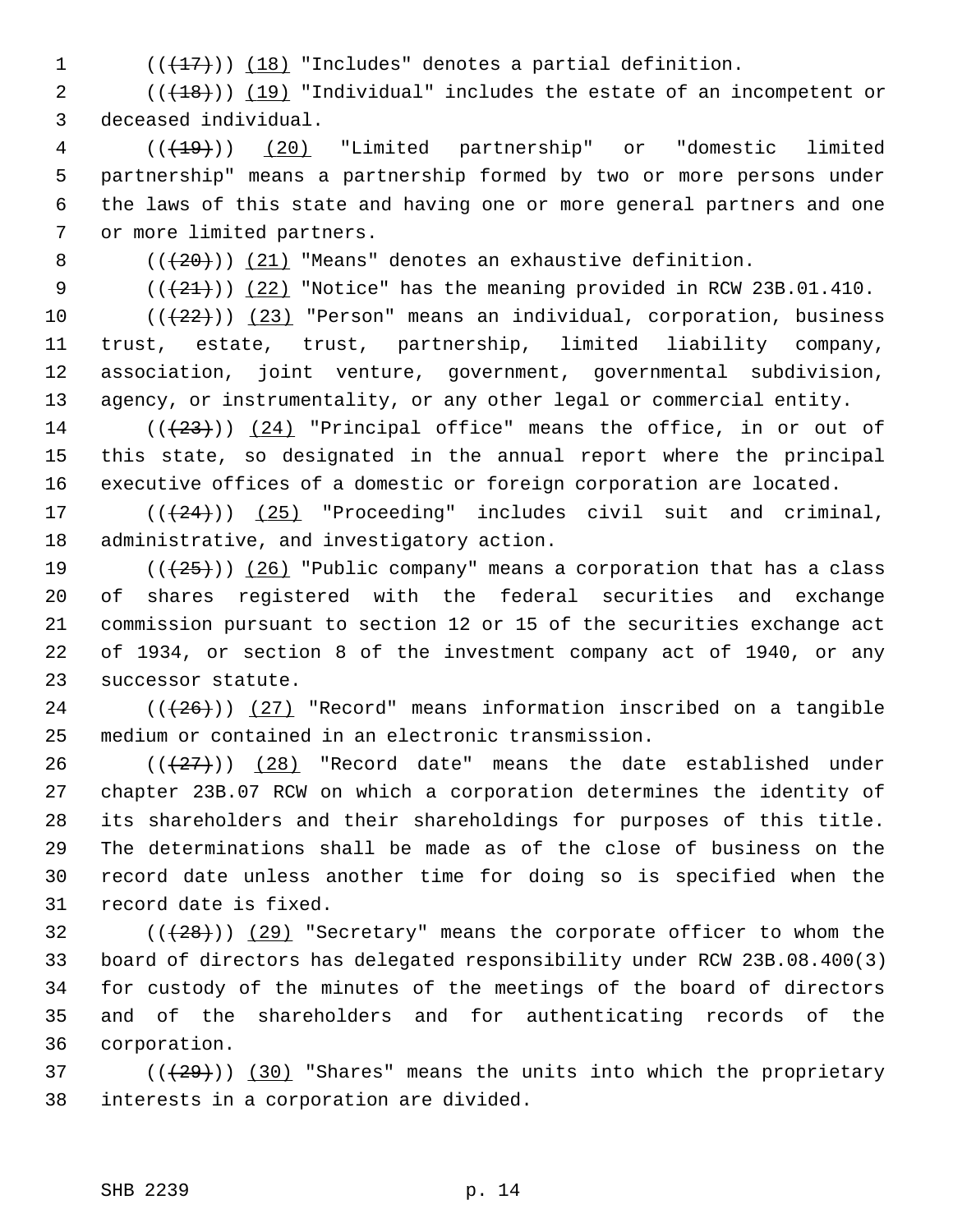((~~(17)~~)) (18) "Includes" denotes a partial definition.

((~~(18)~~)) (19) "Individual" includes the estate of an incompetent or deceased individual.

((~~(19)~~)) (20) "Limited partnership" or "domestic limited partnership" means a partnership formed by two or more persons under the laws of this state and having one or more general partners and one or more limited partners.

((~~(20)~~)) (21) "Means" denotes an exhaustive definition.

((~~(21)~~)) (22) "Notice" has the meaning provided in RCW 23B.01.410.

((~~(22)~~)) (23) "Person" means an individual, corporation, business trust, estate, trust, partnership, limited liability company, association, joint venture, government, governmental subdivision, agency, or instrumentality, or any other legal or commercial entity.

((~~(23)~~)) (24) "Principal office" means the office, in or out of this state, so designated in the annual report where the principal executive offices of a domestic or foreign corporation are located.

((~~(24)~~)) (25) "Proceeding" includes civil suit and criminal, administrative, and investigatory action.

((~~(25)~~)) (26) "Public company" means a corporation that has a class of shares registered with the federal securities and exchange commission pursuant to section 12 or 15 of the securities exchange act of 1934, or section 8 of the investment company act of 1940, or any successor statute.

((~~(26)~~)) (27) "Record" means information inscribed on a tangible medium or contained in an electronic transmission.

((~~(27)~~)) (28) "Record date" means the date established under chapter 23B.07 RCW on which a corporation determines the identity of its shareholders and their shareholdings for purposes of this title. The determinations shall be made as of the close of business on the record date unless another time for doing so is specified when the record date is fixed.

((~~(28)~~)) (29) "Secretary" means the corporate officer to whom the board of directors has delegated responsibility under RCW 23B.08.400(3) for custody of the minutes of the meetings of the board of directors and of the shareholders and for authenticating records of the corporation.

((~~(29)~~)) (30) "Shares" means the units into which the proprietary interests in a corporation are divided.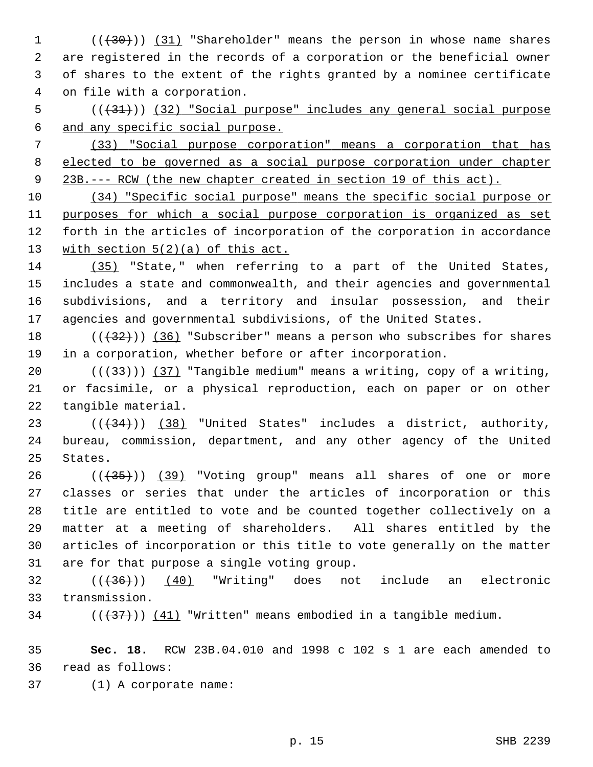((~~(30)~~)) (31) "Shareholder" means the person in whose name shares are registered in the records of a corporation or the beneficial owner of shares to the extent of the rights granted by a nominee certificate on file with a corporation.

((~~(31)~~)) (32) "Social purpose" includes any general social purpose and any specific social purpose.

(33) "Social purpose corporation" means a corporation that has elected to be governed as a social purpose corporation under chapter 23B.--- RCW (the new chapter created in section 19 of this act).

(34) "Specific social purpose" means the specific social purpose or purposes for which a social purpose corporation is organized as set forth in the articles of incorporation of the corporation in accordance with section 5(2)(a) of this act.

(35) "State," when referring to a part of the United States, includes a state and commonwealth, and their agencies and governmental subdivisions, and a territory and insular possession, and their agencies and governmental subdivisions, of the United States.

((~~(32)~~)) (36) "Subscriber" means a person who subscribes for shares in a corporation, whether before or after incorporation.

((~~(33)~~)) (37) "Tangible medium" means a writing, copy of a writing, or facsimile, or a physical reproduction, each on paper or on other tangible material.

((~~(34)~~)) (38) "United States" includes a district, authority, bureau, commission, department, and any other agency of the United States.

((~~(35)~~)) (39) "Voting group" means all shares of one or more classes or series that under the articles of incorporation or this title are entitled to vote and be counted together collectively on a matter at a meeting of shareholders. All shares entitled by the articles of incorporation or this title to vote generally on the matter are for that purpose a single voting group.

((~~(36)~~)) (40) "Writing" does not include an electronic transmission.

((~~(37)~~)) (41) "Written" means embodied in a tangible medium.

**Sec. 18.** RCW 23B.04.010 and 1998 c 102 s 1 are each amended to read as follows:

(1) A corporate name: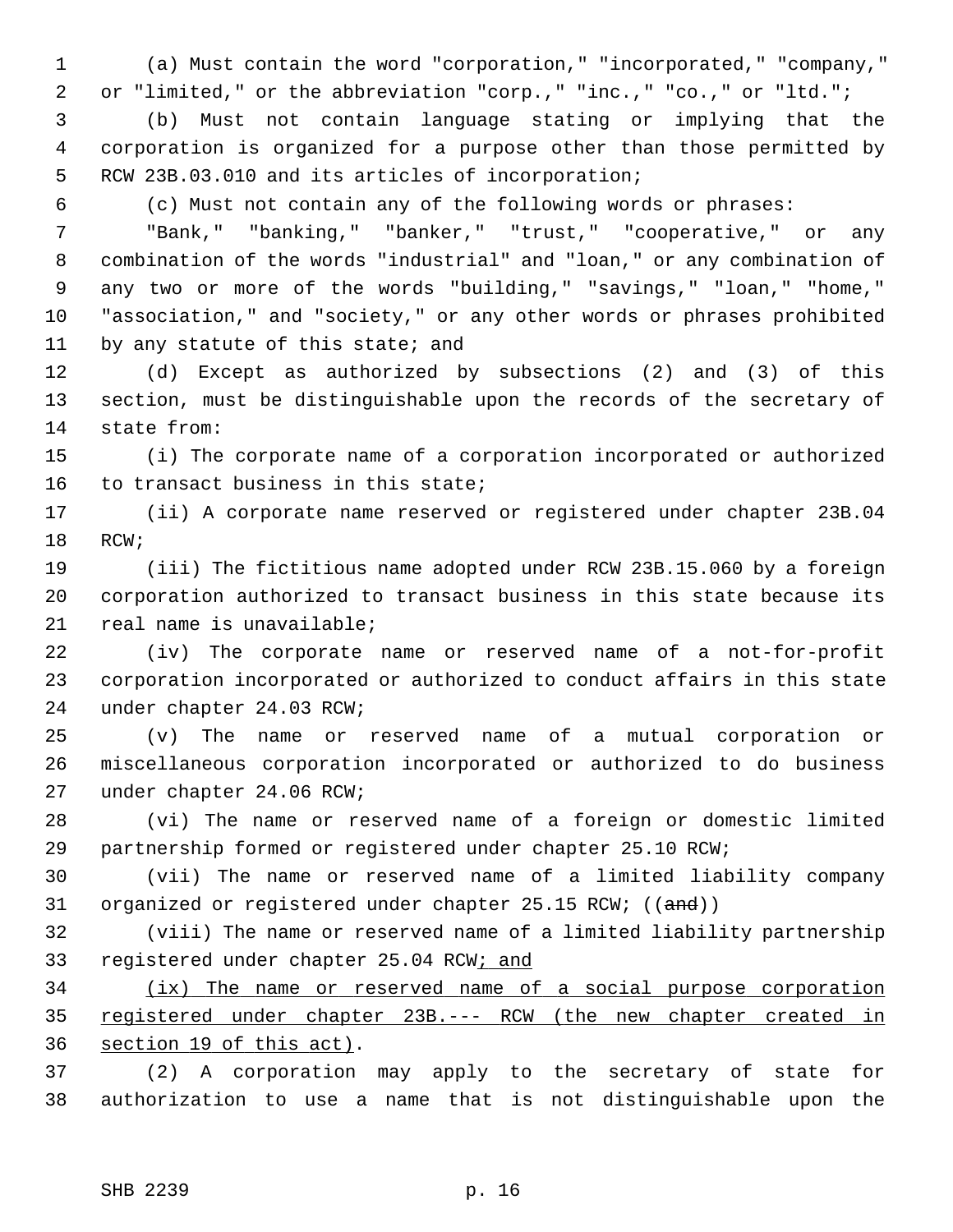(a) Must contain the word "corporation," "incorporated," "company," or "limited," or the abbreviation "corp.," "inc.," "co.," or "ltd.";

(b) Must not contain language stating or implying that the corporation is organized for a purpose other than those permitted by RCW 23B.03.010 and its articles of incorporation;

(c) Must not contain any of the following words or phrases: "Bank," "banking," "banker," "trust," "cooperative," or any combination of the words "industrial" and "loan," or any combination of any two or more of the words "building," "savings," "loan," "home," "association," and "society," or any other words or phrases prohibited by any statute of this state; and

(d) Except as authorized by subsections (2) and (3) of this section, must be distinguishable upon the records of the secretary of state from:

(i) The corporate name of a corporation incorporated or authorized to transact business in this state;

(ii) A corporate name reserved or registered under chapter 23B.04 RCW;

(iii) The fictitious name adopted under RCW 23B.15.060 by a foreign corporation authorized to transact business in this state because its real name is unavailable;

(iv) The corporate name or reserved name of a not-for-profit corporation incorporated or authorized to conduct affairs in this state under chapter 24.03 RCW;

(v) The name or reserved name of a mutual corporation or miscellaneous corporation incorporated or authorized to do business under chapter 24.06 RCW;

(vi) The name or reserved name of a foreign or domestic limited partnership formed or registered under chapter 25.10 RCW;

(vii) The name or reserved name of a limited liability company organized or registered under chapter 25.15 RCW; ((~~and~~))

(viii) The name or reserved name of a limited liability partnership registered under chapter 25.04 RCW<u>; and</u>

<u>(ix) The name or reserved name of a social purpose corporation registered under chapter 23B.--- RCW (the new chapter created in section 19 of this act)</u>.

(2) A corporation may apply to the secretary of state for authorization to use a name that is not distinguishable upon the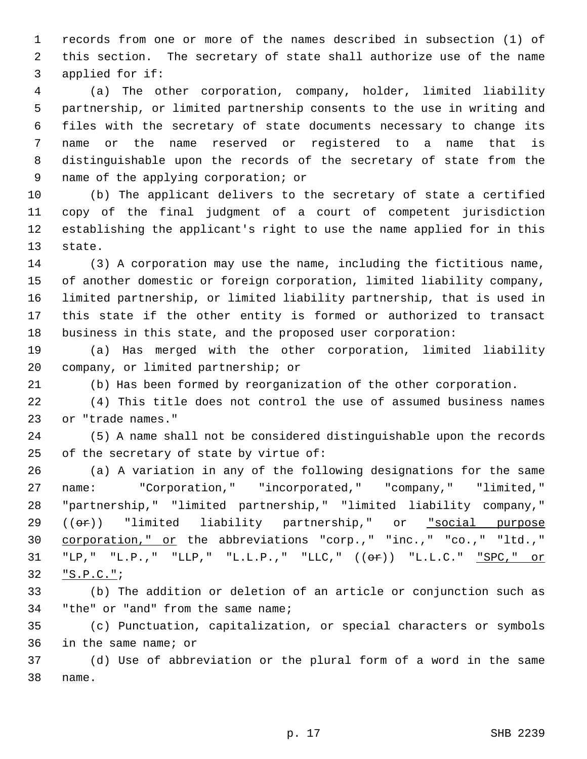records from one or more of the names described in subsection (1) of this section. The secretary of state shall authorize use of the name applied for if:

(a) The other corporation, company, holder, limited liability partnership, or limited partnership consents to the use in writing and files with the secretary of state documents necessary to change its name or the name reserved or registered to a name that is distinguishable upon the records of the secretary of state from the name of the applying corporation; or

(b) The applicant delivers to the secretary of state a certified copy of the final judgment of a court of competent jurisdiction establishing the applicant's right to use the name applied for in this state.

(3) A corporation may use the name, including the fictitious name, of another domestic or foreign corporation, limited liability company, limited partnership, or limited liability partnership, that is used in this state if the other entity is formed or authorized to transact business in this state, and the proposed user corporation:

(a) Has merged with the other corporation, limited liability company, or limited partnership; or

(b) Has been formed by reorganization of the other corporation.

(4) This title does not control the use of assumed business names or "trade names."

(5) A name shall not be considered distinguishable upon the records of the secretary of state by virtue of:

(a) A variation in any of the following designations for the same name: "Corporation," "incorporated," "company," "limited," "partnership," "limited partnership," "limited liability company," ((~~or~~)) "limited liability partnership," or <u>"social purpose corporation," or</u> the abbreviations "corp.," "inc.," "co.," "ltd.," "LP," "L.P.," "LLP," "L.L.P.," "LLC," ((~~or~~)) "L.L.C." <u>"SPC," or "S.P.C."</u>;

(b) The addition or deletion of an article or conjunction such as "the" or "and" from the same name;

(c) Punctuation, capitalization, or special characters or symbols in the same name; or

(d) Use of abbreviation or the plural form of a word in the same name.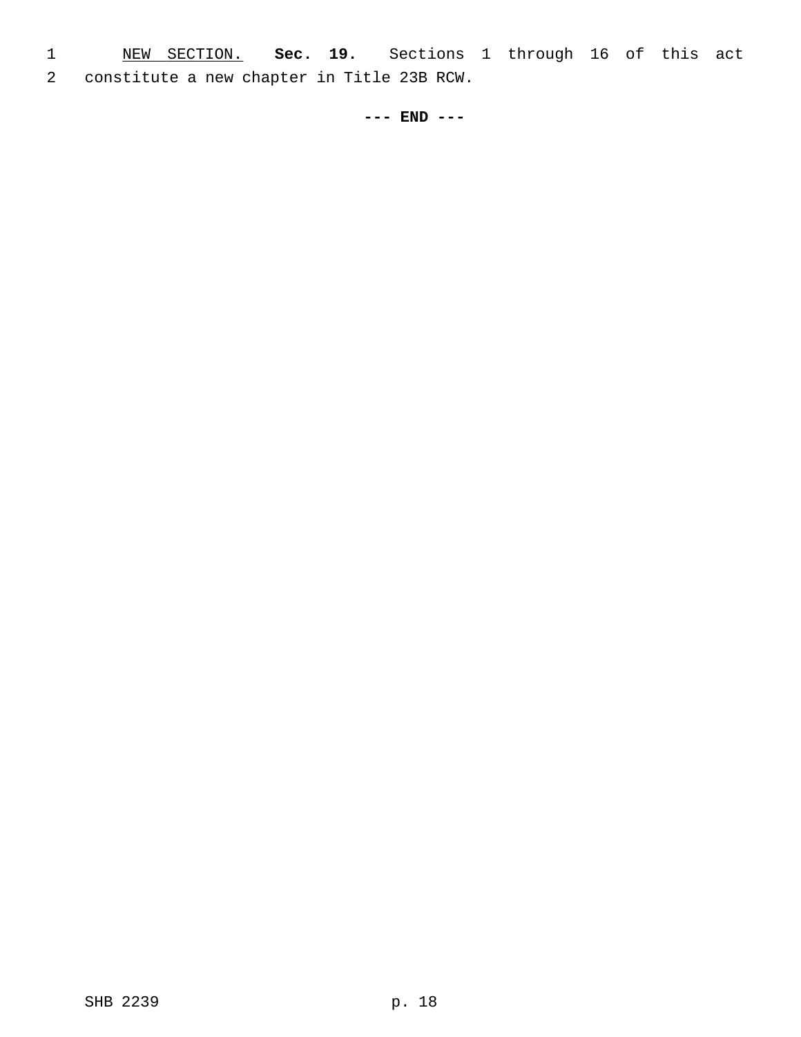NEW SECTION. **Sec. 19.** Sections 1 through 16 of this act constitute a new chapter in Title 23B RCW.

**--- END ---**